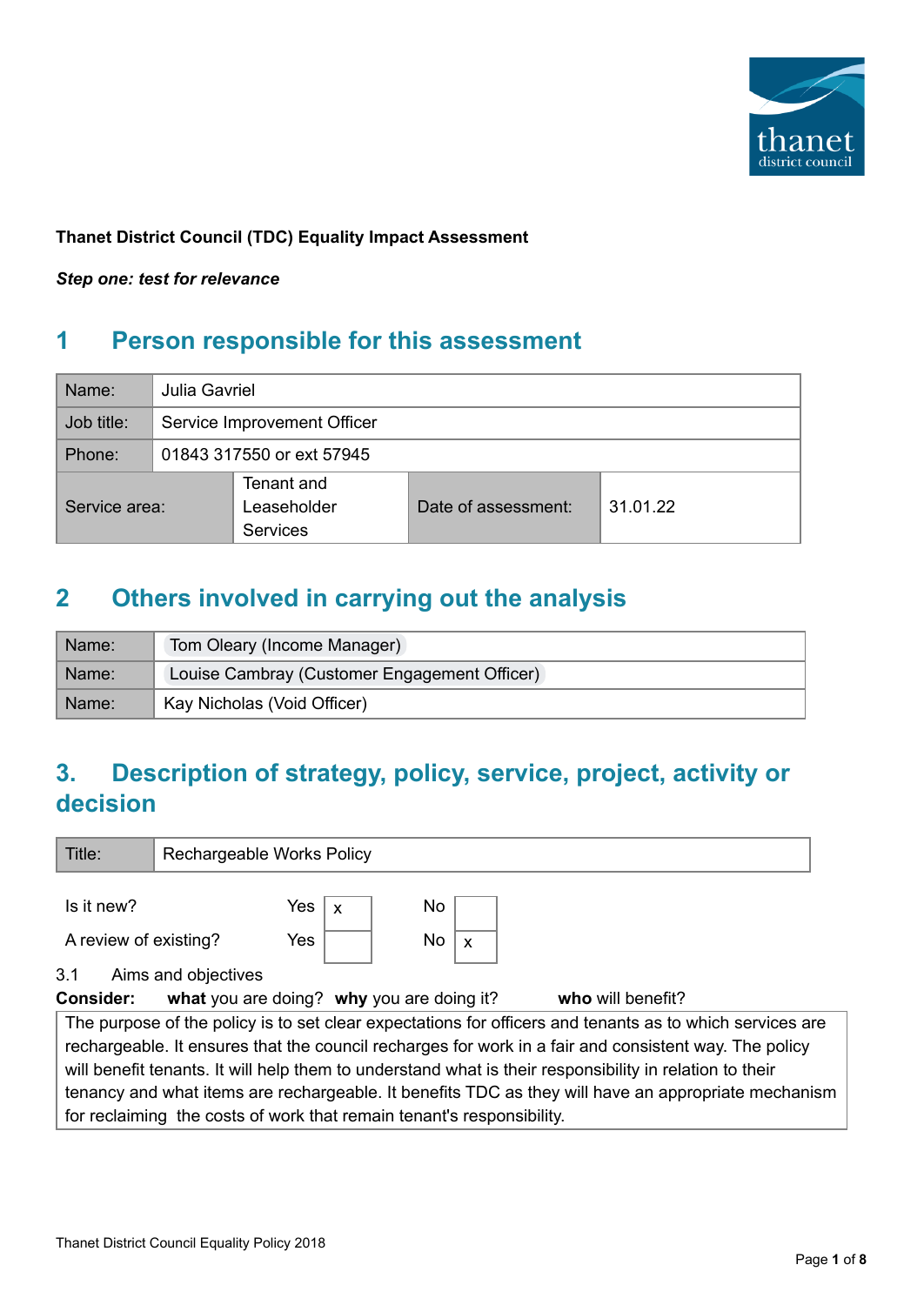**Thanet District Council (TDC) Equality Impact Assessment**

***Step one: test for relevance***

## 1 Person responsible for this assessment

| Name: | Julia Gavriel | | |
|---|---|---|---|
| Job title: | Service Improvement Officer | | |
| Phone: | 01843 317550 or ext 57945 | | |
| Service area: | Tenant and Leaseholder Services | Date of assessment: | 31.01.22 |

## 2 Others involved in carrying out the analysis

| Name: | Tom Oleary (Income Manager) |
|---|---|
| Name: | Louise Cambray (Customer Engagement Officer) |
| Name: | Kay Nicholas (Void Officer) |

## 3. Description of strategy, policy, service, project, activity or decision

| Title: | Rechargeable Works Policy |
|---|---|

| | Yes | | No | |
|---|---|---|---|---|
| Is it new? | Yes | x | No | |
| A review of existing? | Yes | | No | x |

3.1 Aims and objectives

**Consider:** **what** you are doing? **why** you are doing it? **who** will benefit?

The purpose of the policy is to set clear expectations for officers and tenants as to which services are rechargeable. It ensures that the council recharges for work in a fair and consistent way. The policy will benefit tenants. It will help them to understand what is their responsibility in relation to their tenancy and what items are rechargeable. It benefits TDC as they will have an appropriate mechanism for reclaiming the costs of work that remain tenant's responsibility.

Thanet District Council Equality Policy 2018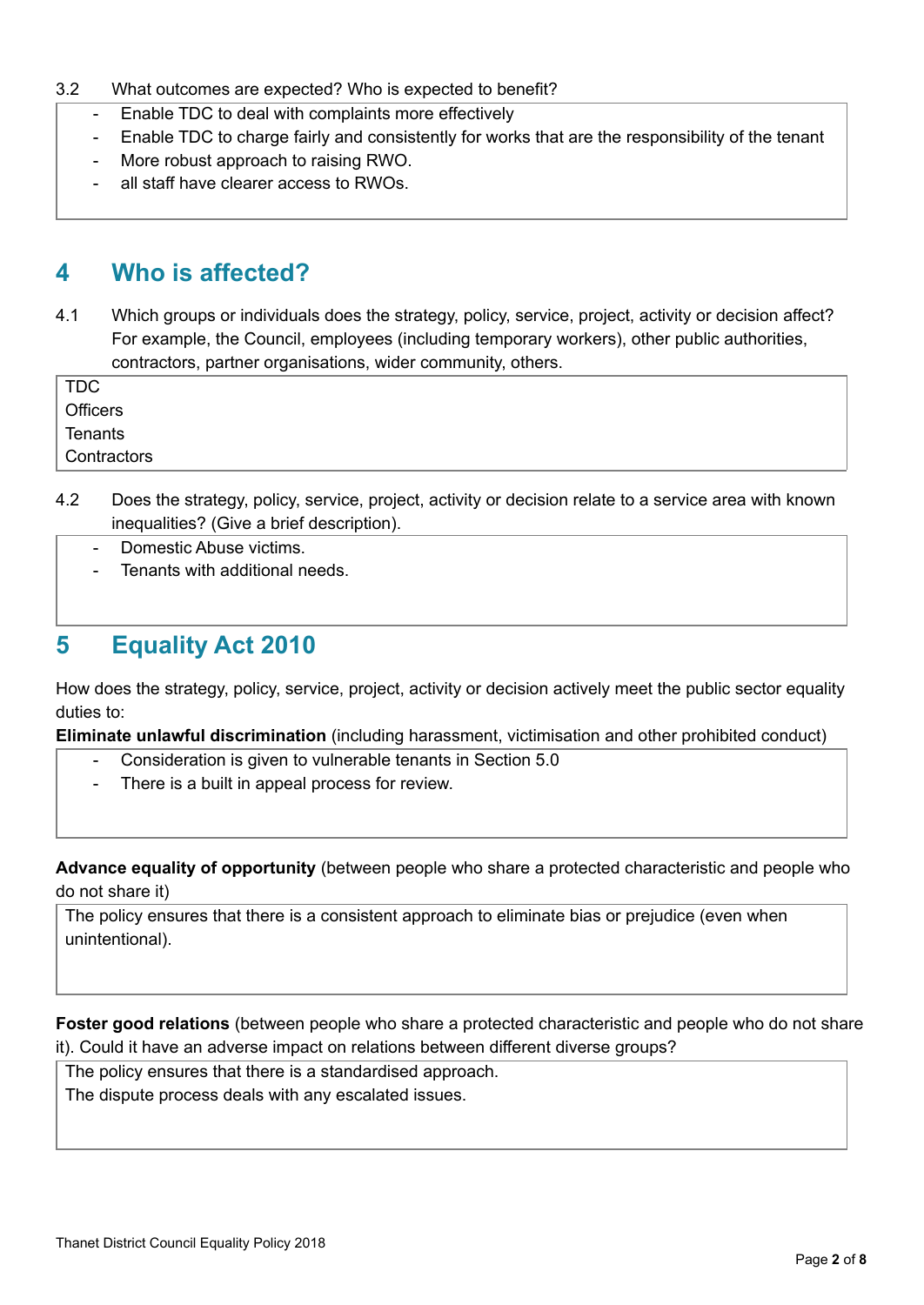3.2 What outcomes are expected? Who is expected to benefit?

- Enable TDC to deal with complaints more effectively
- Enable TDC to charge fairly and consistently for works that are the responsibility of the tenant
- More robust approach to raising RWO.
- all staff have clearer access to RWOs.

## 4 Who is affected?

4.1 Which groups or individuals does the strategy, policy, service, project, activity or decision affect? For example, the Council, employees (including temporary workers), other public authorities, contractors, partner organisations, wider community, others.

TDC
Officers
Tenants
Contractors

4.2 Does the strategy, policy, service, project, activity or decision relate to a service area with known inequalities? (Give a brief description).

- Domestic Abuse victims.
- Tenants with additional needs.

## 5 Equality Act 2010

How does the strategy, policy, service, project, activity or decision actively meet the public sector equality duties to:

**Eliminate unlawful discrimination** (including harassment, victimisation and other prohibited conduct)

- Consideration is given to vulnerable tenants in Section 5.0
- There is a built in appeal process for review.

**Advance equality of opportunity** (between people who share a protected characteristic and people who do not share it)

The policy ensures that there is a consistent approach to eliminate bias or prejudice (even when unintentional).

**Foster good relations** (between people who share a protected characteristic and people who do not share it). Could it have an adverse impact on relations between different diverse groups?

The policy ensures that there is a standardised approach.
The dispute process deals with any escalated issues.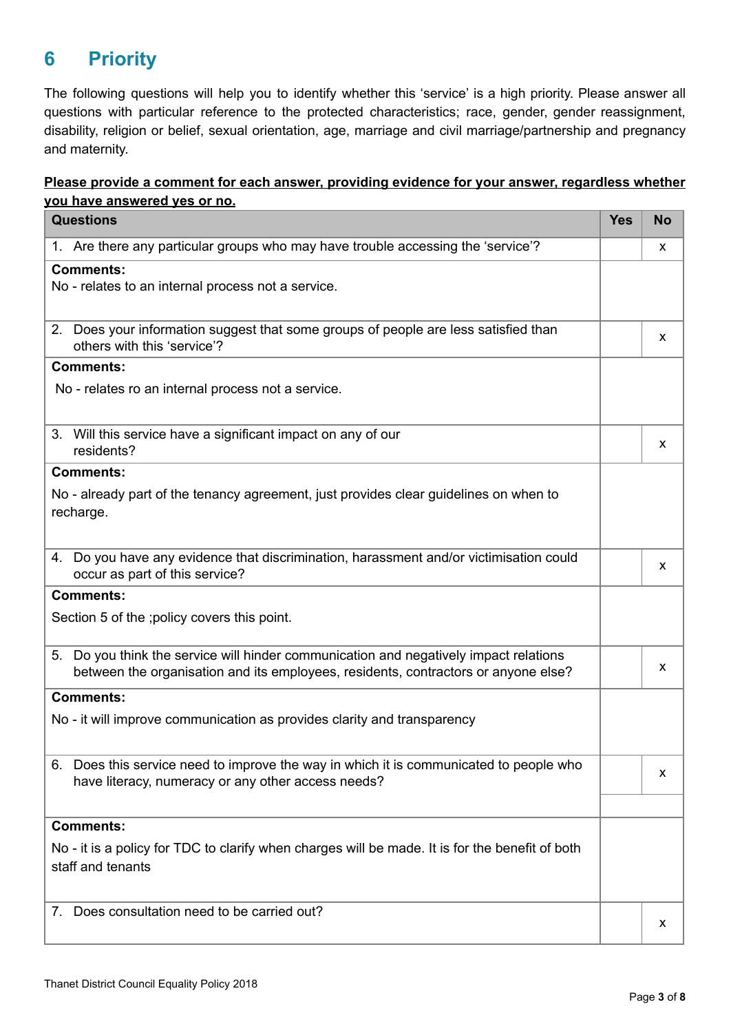# 6 Priority

The following questions will help you to identify whether this 'service' is a high priority. Please answer all questions with particular reference to the protected characteristics; race, gender, gender reassignment, disability, religion or belief, sexual orientation, age, marriage and civil marriage/partnership and pregnancy and maternity.

**Please provide a comment for each answer, providing evidence for your answer, regardless whether you have answered yes or no.**

| Questions | Yes | No |
|---|---|---|
| 1. Are there any particular groups who may have trouble accessing the 'service'? | | x |
| **Comments:**<br>No - relates to an internal process not a service. | | |
| 2. Does your information suggest that some groups of people are less satisfied than others with this 'service'? | | x |
| **Comments:**<br>No - relates ro an internal process not a service. | | |
| 3. Will this service have a significant impact on any of our residents? | | x |
| **Comments:**<br>No - already part of the tenancy agreement, just provides clear guidelines on when to recharge. | | |
| 4. Do you have any evidence that discrimination, harassment and/or victimisation could occur as part of this service? | | x |
| **Comments:**<br>Section 5 of the ;policy covers this point. | | |
| 5. Do you think the service will hinder communication and negatively impact relations between the organisation and its employees, residents, contractors or anyone else? | | x |
| **Comments:**<br>No - it will improve communication as provides clarity and transparency | | |
| 6. Does this service need to improve the way in which it is communicated to people who have literacy, numeracy or any other access needs? | | x |
| **Comments:**<br>No - it is a policy for TDC to clarify when charges will be made. It is for the benefit of both staff and tenants | | |
| 7. Does consultation need to be carried out? | | x |

Thanet District Council Equality Policy 2018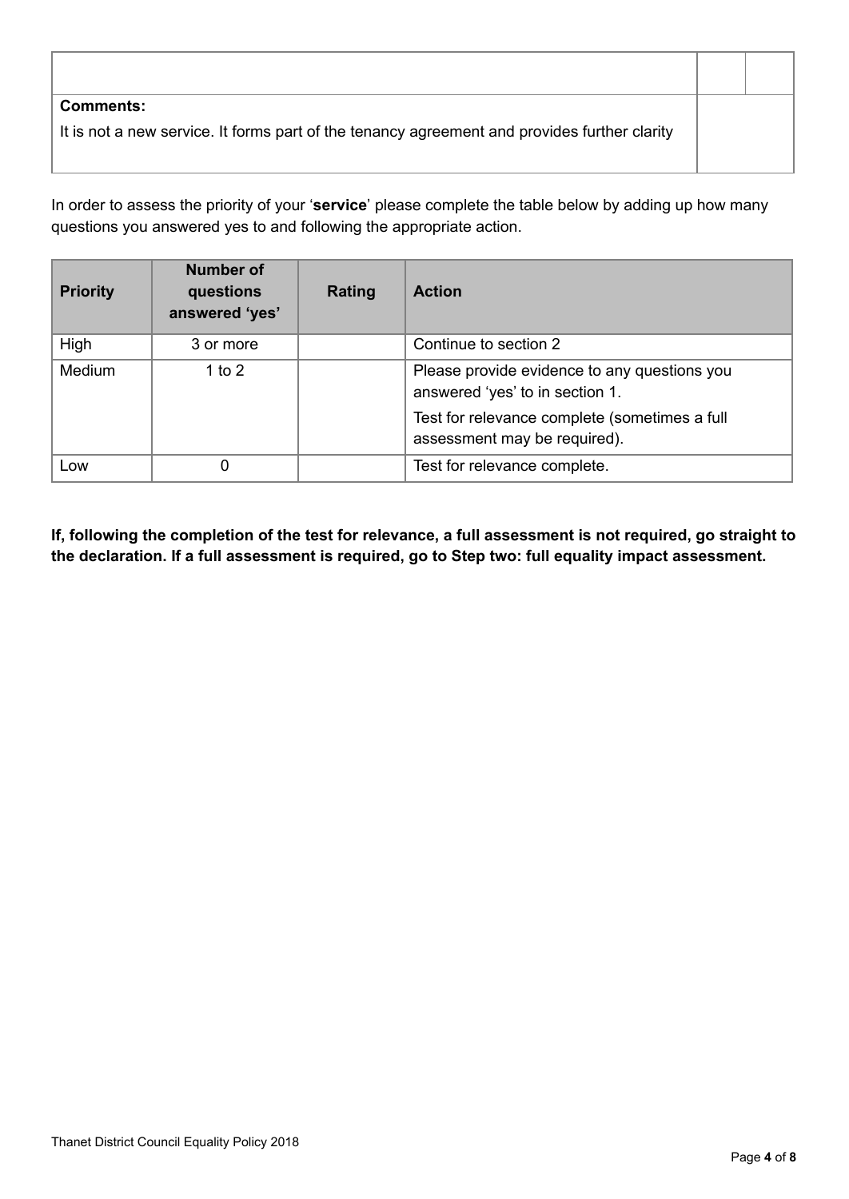| | | |
|---|---|---|
| | | |
| **Comments:**<br>It is not a new service. It forms part of the tenancy agreement and provides further clarity | | |

In order to assess the priority of your '**service**' please complete the table below by adding up how many questions you answered yes to and following the appropriate action.

| Priority | Number of questions answered 'yes' | Rating | Action |
|---|---|---|---|
| High | 3 or more | | Continue to section 2 |
| Medium | 1 to 2 | | Please provide evidence to any questions you answered 'yes' to in section 1.<br>Test for relevance complete (sometimes a full assessment may be required). |
| Low | 0 | | Test for relevance complete. |

**If, following the completion of the test for relevance, a full assessment is not required, go straight to the declaration. If a full assessment is required, go to Step two: full equality impact assessment.**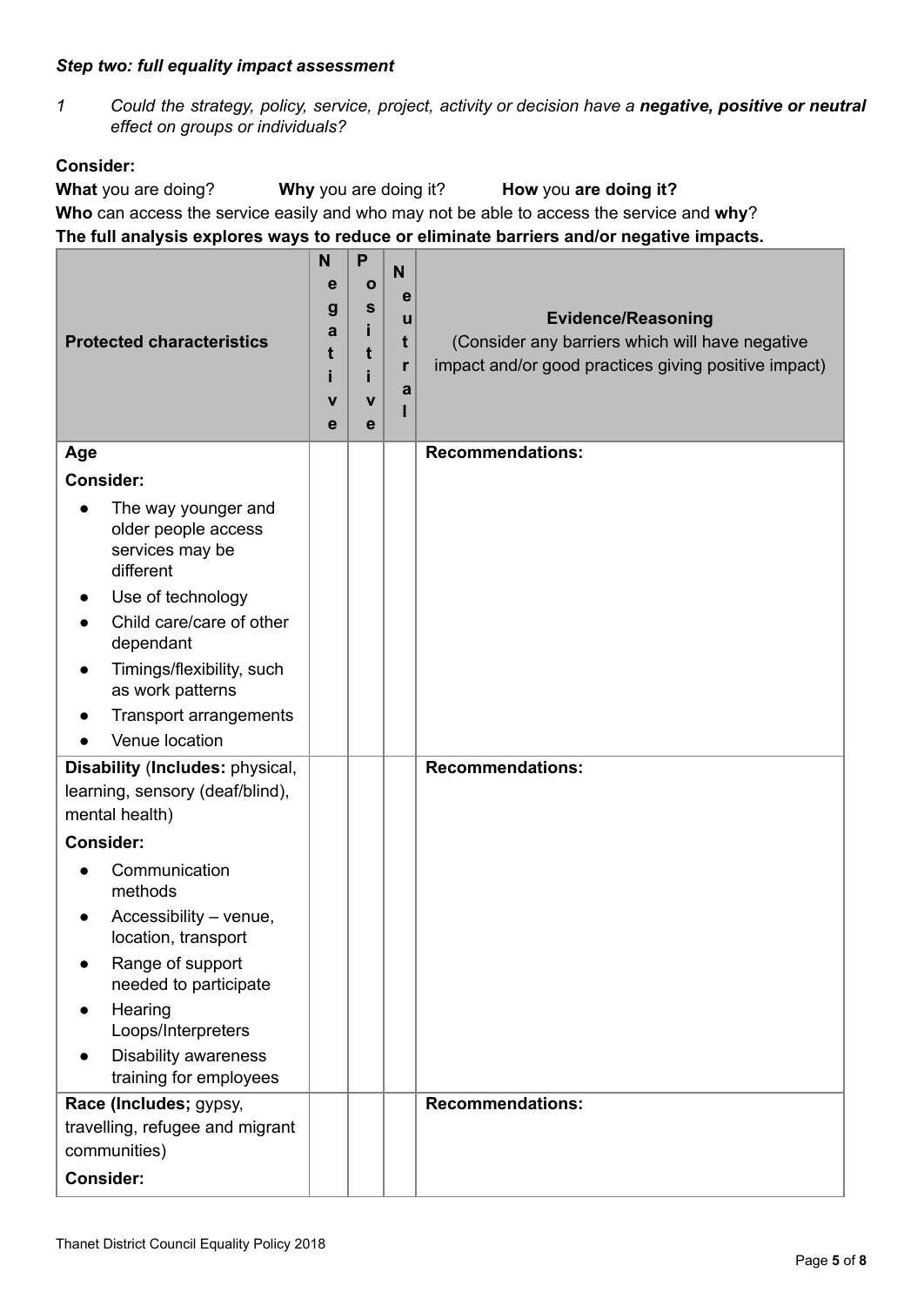***Step two: full equality impact assessment***

*1 Could the strategy, policy, service, project, activity or decision have a **negative, positive or neutral** effect on groups or individuals?*

**Consider:**

**What** you are doing? **Why** you are doing it? **How** you **are doing it?**

**Who** can access the service easily and who may not be able to access the service and **why**?

**The full analysis explores ways to reduce or eliminate barriers and/or negative impacts.**

| **Protected characteristics** | **Negative** | **Positive** | **Neutral** | **Evidence/Reasoning**<br>(Consider any barriers which will have negative impact and/or good practices giving positive impact) |
|---|---|---|---|---|
| **Age**<br>**Consider:**<br>• The way younger and older people access services may be different<br>• Use of technology<br>• Child care/care of other dependant<br>• Timings/flexibility, such as work patterns<br>• Transport arrangements<br>• Venue location | | | | **Recommendations:** |
| **Disability** (**Includes:** physical, learning, sensory (deaf/blind), mental health)<br>**Consider:**<br>• Communication methods<br>• Accessibility – venue, location, transport<br>• Range of support needed to participate<br>• Hearing Loops/Interpreters<br>• Disability awareness training for employees | | | | **Recommendations:** |
| **Race (Includes;** gypsy, travelling, refugee and migrant communities)<br>**Consider:** | | | | **Recommendations:** |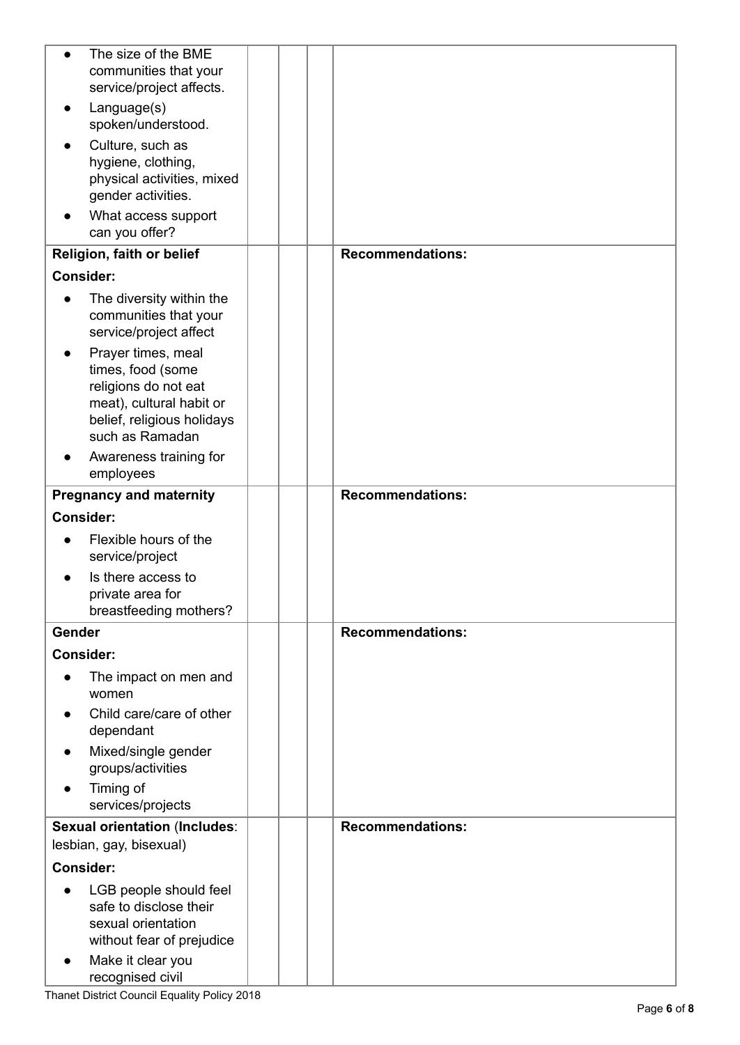| | | | |
|---|---|---|---|
| • The size of the BME communities that your service/project affects.<br>• Language(s) spoken/understood.<br>• Culture, such as hygiene, clothing, physical activities, mixed gender activities.<br>• What access support can you offer? | | | |
| **Religion, faith or belief**<br>**Consider:**<br>• The diversity within the communities that your service/project affect<br>• Prayer times, meal times, food (some religions do not eat meat), cultural habit or belief, religious holidays such as Ramadan<br>• Awareness training for employees | | | **Recommendations:** |
| **Pregnancy and maternity**<br>**Consider:**<br>• Flexible hours of the service/project<br>• Is there access to private area for breastfeeding mothers? | | | **Recommendations:** |
| **Gender**<br>**Consider:**<br>• The impact on men and women<br>• Child care/care of other dependant<br>• Mixed/single gender groups/activities<br>• Timing of services/projects | | | **Recommendations:** |
| **Sexual orientation** (**Includes**: lesbian, gay, bisexual)<br>**Consider:**<br>• LGB people should feel safe to disclose their sexual orientation without fear of prejudice<br>• Make it clear you recognised civil | | | **Recommendations:** |

Thanet District Council Equality Policy 2018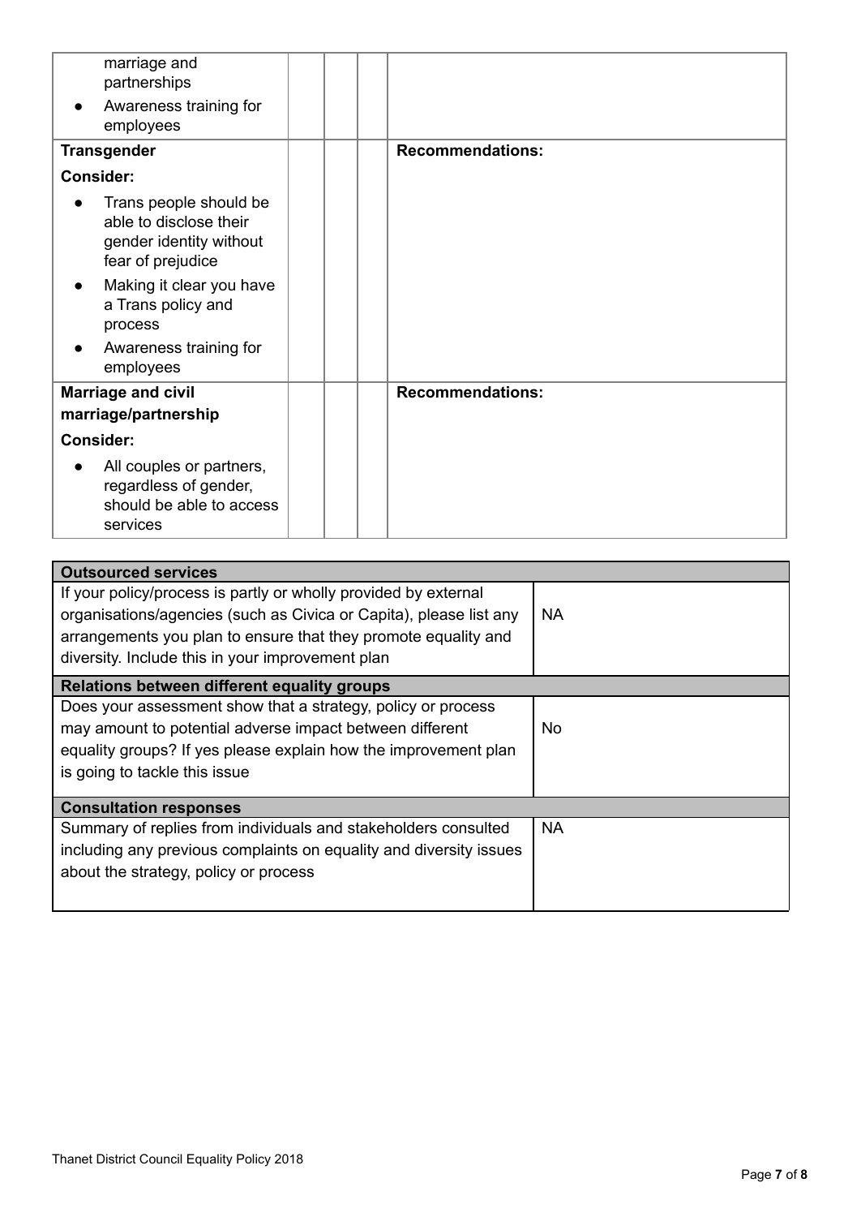| | | | | |
|---|---|---|---|---|
| marriage and partnerships<br>• Awareness training for employees | | | | |
| **Transgender**<br>**Consider:**<br>• Trans people should be able to disclose their gender identity without fear of prejudice<br>• Making it clear you have a Trans policy and process<br>• Awareness training for employees | | | | **Recommendations:** |
| **Marriage and civil marriage/partnership**<br>**Consider:**<br>• All couples or partners, regardless of gender, should be able to access services | | | | **Recommendations:** |

| **Outsourced services** | |
|---|---|
| If your policy/process is partly or wholly provided by external organisations/agencies (such as Civica or Capita), please list any arrangements you plan to ensure that they promote equality and diversity. Include this in your improvement plan | NA |
| **Relations between different equality groups** | |
| Does your assessment show that a strategy, policy or process may amount to potential adverse impact between different equality groups? If yes please explain how the improvement plan is going to tackle this issue | No |
| **Consultation responses** | |
| Summary of replies from individuals and stakeholders consulted including any previous complaints on equality and diversity issues about the strategy, policy or process | NA |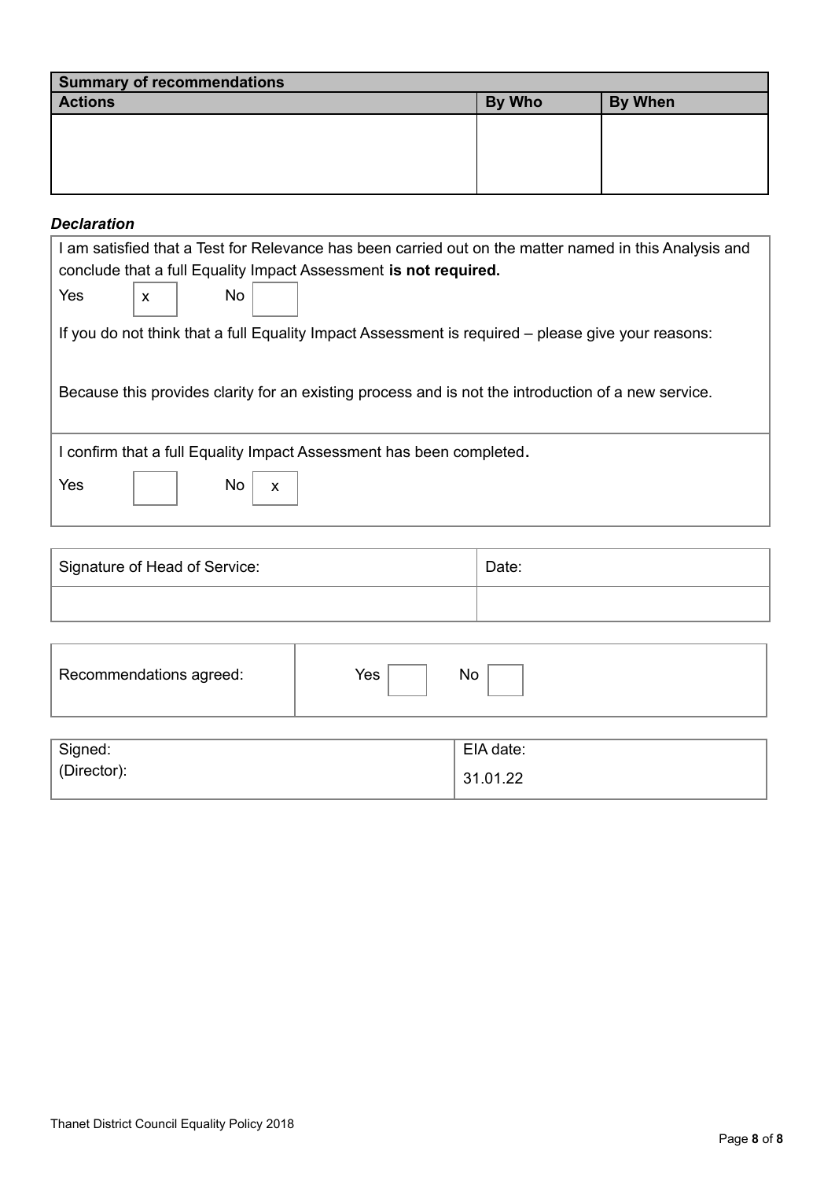| Summary of recommendations | | |
|---|---|---|
| **Actions** | **By Who** | **By When** |
| | | |

***Declaration***

I am satisfied that a Test for Relevance has been carried out on the matter named in this Analysis and conclude that a full Equality Impact Assessment **is not required.**

Yes [x] No [ ]

If you do not think that a full Equality Impact Assessment is required – please give your reasons:

Because this provides clarity for an existing process and is not the introduction of a new service.

I confirm that a full Equality Impact Assessment has been completed.

Yes [ ] No [x]

| Signature of Head of Service: | Date: |
|---|---|
| | |

| | |
|---|---|
| Recommendations agreed: | Yes [ ] No [ ] |

| | |
|---|---|
| Signed:<br>(Director): | EIA date:<br>31.01.22 |

Thanet District Council Equality Policy 2018